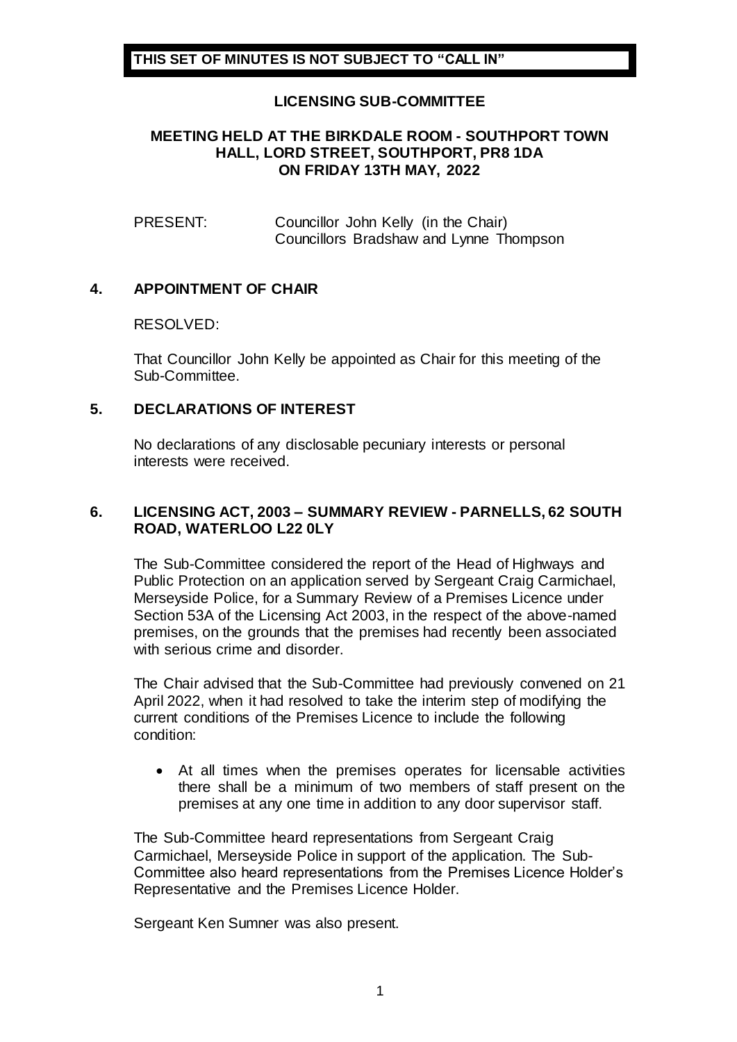**THIS SET OF MINUTES IS NOT SUBJECT TO "CALL IN"**

# LICENSING SUB-COMMITTEE

## MEETING HELD AT THE BIRKDALE ROOM - SOUTHPORT TOWN HALL, LORD STREET, SOUTHPORT, PR8 1DA ON FRIDAY 13TH MAY, 2022

PRESENT: Councillor John Kelly (in the Chair)
Councillors Bradshaw and Lynne Thompson

### 4. APPOINTMENT OF CHAIR

RESOLVED:

That Councillor John Kelly be appointed as Chair for this meeting of the Sub-Committee.

### 5. DECLARATIONS OF INTEREST

No declarations of any disclosable pecuniary interests or personal interests were received.

### 6. LICENSING ACT, 2003 – SUMMARY REVIEW - PARNELLS, 62 SOUTH ROAD, WATERLOO L22 0LY

The Sub-Committee considered the report of the Head of Highways and Public Protection on an application served by Sergeant Craig Carmichael, Merseyside Police, for a Summary Review of a Premises Licence under Section 53A of the Licensing Act 2003, in the respect of the above-named premises, on the grounds that the premises had recently been associated with serious crime and disorder.

The Chair advised that the Sub-Committee had previously convened on 21 April 2022, when it had resolved to take the interim step of modifying the current conditions of the Premises Licence to include the following condition:

- At all times when the premises operates for licensable activities there shall be a minimum of two members of staff present on the premises at any one time in addition to any door supervisor staff.

The Sub-Committee heard representations from Sergeant Craig Carmichael, Merseyside Police in support of the application. The Sub-Committee also heard representations from the Premises Licence Holder's Representative and the Premises Licence Holder.

Sergeant Ken Sumner was also present.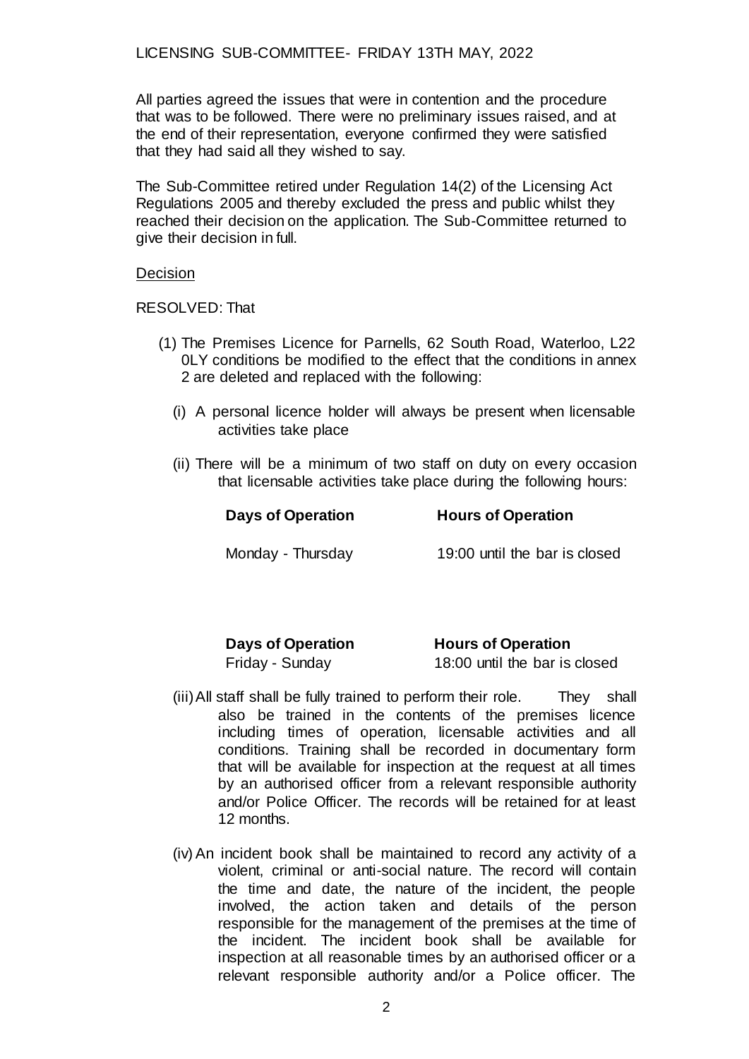All parties agreed the issues that were in contention and the procedure that was to be followed. There were no preliminary issues raised, and at the end of their representation, everyone confirmed they were satisfied that they had said all they wished to say.

The Sub-Committee retired under Regulation 14(2) of the Licensing Act Regulations 2005 and thereby excluded the press and public whilst they reached their decision on the application. The Sub-Committee returned to give their decision in full.

Decision

RESOLVED: That

(1) The Premises Licence for Parnells, 62 South Road, Waterloo, L22 0LY conditions be modified to the effect that the conditions in annex 2 are deleted and replaced with the following:

   (i) A personal licence holder will always be present when licensable activities take place

   (ii) There will be a minimum of two staff on duty on every occasion that licensable activities take place during the following hours:

| Days of Operation | Hours of Operation |
| --- | --- |
| Monday - Thursday | 19:00 until the bar is closed |

| Days of Operation | Hours of Operation |
| --- | --- |
| Friday - Sunday | 18:00 until the bar is closed |

   (iii) All staff shall be fully trained to perform their role. They shall also be trained in the contents of the premises licence including times of operation, licensable activities and all conditions. Training shall be recorded in documentary form that will be available for inspection at the request at all times by an authorised officer from a relevant responsible authority and/or Police Officer. The records will be retained for at least 12 months.

   (iv) An incident book shall be maintained to record any activity of a violent, criminal or anti-social nature. The record will contain the time and date, the nature of the incident, the people involved, the action taken and details of the person responsible for the management of the premises at the time of the incident. The incident book shall be available for inspection at all reasonable times by an authorised officer or a relevant responsible authority and/or a Police officer. The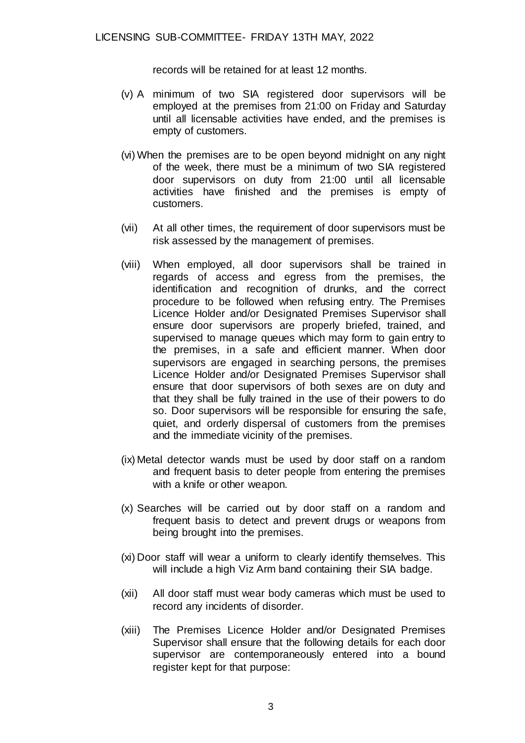records will be retained for at least 12 months.

(v) A minimum of two SIA registered door supervisors will be employed at the premises from 21:00 on Friday and Saturday until all licensable activities have ended, and the premises is empty of customers.

(vi) When the premises are to be open beyond midnight on any night of the week, there must be a minimum of two SIA registered door supervisors on duty from 21:00 until all licensable activities have finished and the premises is empty of customers.

(vii) At all other times, the requirement of door supervisors must be risk assessed by the management of premises.

(viii) When employed, all door supervisors shall be trained in regards of access and egress from the premises, the identification and recognition of drunks, and the correct procedure to be followed when refusing entry. The Premises Licence Holder and/or Designated Premises Supervisor shall ensure door supervisors are properly briefed, trained, and supervised to manage queues which may form to gain entry to the premises, in a safe and efficient manner. When door supervisors are engaged in searching persons, the premises Licence Holder and/or Designated Premises Supervisor shall ensure that door supervisors of both sexes are on duty and that they shall be fully trained in the use of their powers to do so. Door supervisors will be responsible for ensuring the safe, quiet, and orderly dispersal of customers from the premises and the immediate vicinity of the premises.

(ix) Metal detector wands must be used by door staff on a random and frequent basis to deter people from entering the premises with a knife or other weapon.

(x) Searches will be carried out by door staff on a random and frequent basis to detect and prevent drugs or weapons from being brought into the premises.

(xi) Door staff will wear a uniform to clearly identify themselves. This will include a high Viz Arm band containing their SIA badge.

(xii) All door staff must wear body cameras which must be used to record any incidents of disorder.

(xiii) The Premises Licence Holder and/or Designated Premises Supervisor shall ensure that the following details for each door supervisor are contemporaneously entered into a bound register kept for that purpose: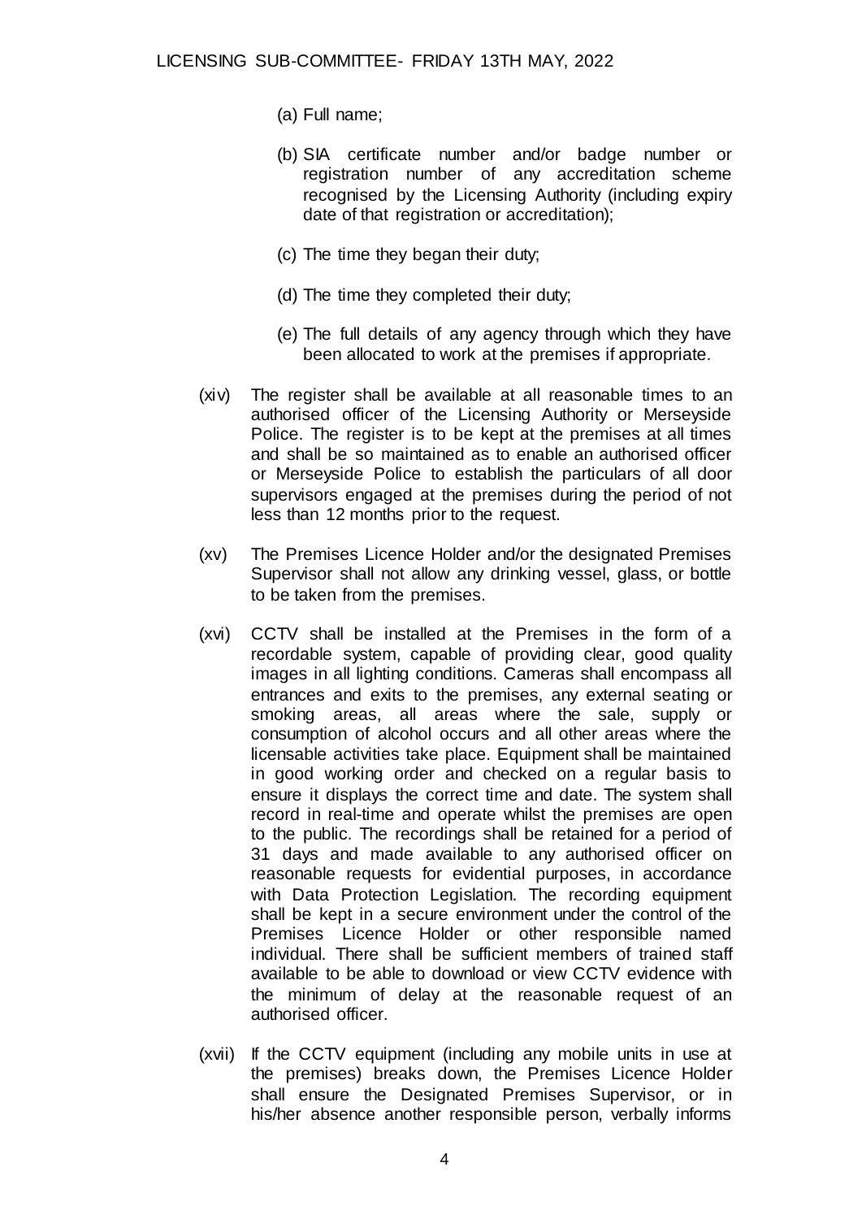(a) Full name;

(b) SIA certificate number and/or badge number or registration number of any accreditation scheme recognised by the Licensing Authority (including expiry date of that registration or accreditation);

(c) The time they began their duty;

(d) The time they completed their duty;

(e) The full details of any agency through which they have been allocated to work at the premises if appropriate.

(xiv) The register shall be available at all reasonable times to an authorised officer of the Licensing Authority or Merseyside Police. The register is to be kept at the premises at all times and shall be so maintained as to enable an authorised officer or Merseyside Police to establish the particulars of all door supervisors engaged at the premises during the period of not less than 12 months prior to the request.

(xv) The Premises Licence Holder and/or the designated Premises Supervisor shall not allow any drinking vessel, glass, or bottle to be taken from the premises.

(xvi) CCTV shall be installed at the Premises in the form of a recordable system, capable of providing clear, good quality images in all lighting conditions. Cameras shall encompass all entrances and exits to the premises, any external seating or smoking areas, all areas where the sale, supply or consumption of alcohol occurs and all other areas where the licensable activities take place. Equipment shall be maintained in good working order and checked on a regular basis to ensure it displays the correct time and date. The system shall record in real-time and operate whilst the premises are open to the public. The recordings shall be retained for a period of 31 days and made available to any authorised officer on reasonable requests for evidential purposes, in accordance with Data Protection Legislation. The recording equipment shall be kept in a secure environment under the control of the Premises Licence Holder or other responsible named individual. There shall be sufficient members of trained staff available to be able to download or view CCTV evidence with the minimum of delay at the reasonable request of an authorised officer.

(xvii) If the CCTV equipment (including any mobile units in use at the premises) breaks down, the Premises Licence Holder shall ensure the Designated Premises Supervisor, or in his/her absence another responsible person, verbally informs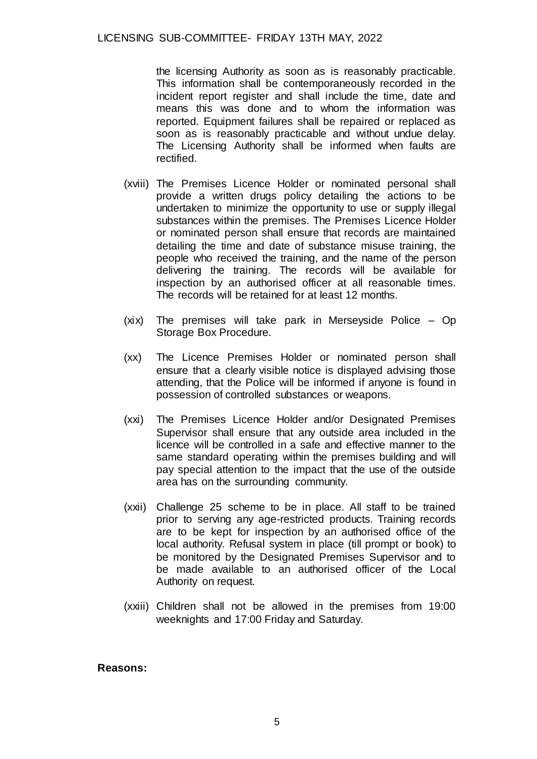the licensing Authority as soon as is reasonably practicable. This information shall be contemporaneously recorded in the incident report register and shall include the time, date and means this was done and to whom the information was reported. Equipment failures shall be repaired or replaced as soon as is reasonably practicable and without undue delay. The Licensing Authority shall be informed when faults are rectified.

(xviii) The Premises Licence Holder or nominated personal shall provide a written drugs policy detailing the actions to be undertaken to minimize the opportunity to use or supply illegal substances within the premises. The Premises Licence Holder or nominated person shall ensure that records are maintained detailing the time and date of substance misuse training, the people who received the training, and the name of the person delivering the training. The records will be available for inspection by an authorised officer at all reasonable times. The records will be retained for at least 12 months.

(xix) The premises will take park in Merseyside Police – Op Storage Box Procedure.

(xx) The Licence Premises Holder or nominated person shall ensure that a clearly visible notice is displayed advising those attending, that the Police will be informed if anyone is found in possession of controlled substances or weapons.

(xxi) The Premises Licence Holder and/or Designated Premises Supervisor shall ensure that any outside area included in the licence will be controlled in a safe and effective manner to the same standard operating within the premises building and will pay special attention to the impact that the use of the outside area has on the surrounding community.

(xxii) Challenge 25 scheme to be in place. All staff to be trained prior to serving any age-restricted products. Training records are to be kept for inspection by an authorised office of the local authority. Refusal system in place (till prompt or book) to be monitored by the Designated Premises Supervisor and to be made available to an authorised officer of the Local Authority on request.

(xxiii) Children shall not be allowed in the premises from 19:00 weeknights and 17:00 Friday and Saturday.

**Reasons:**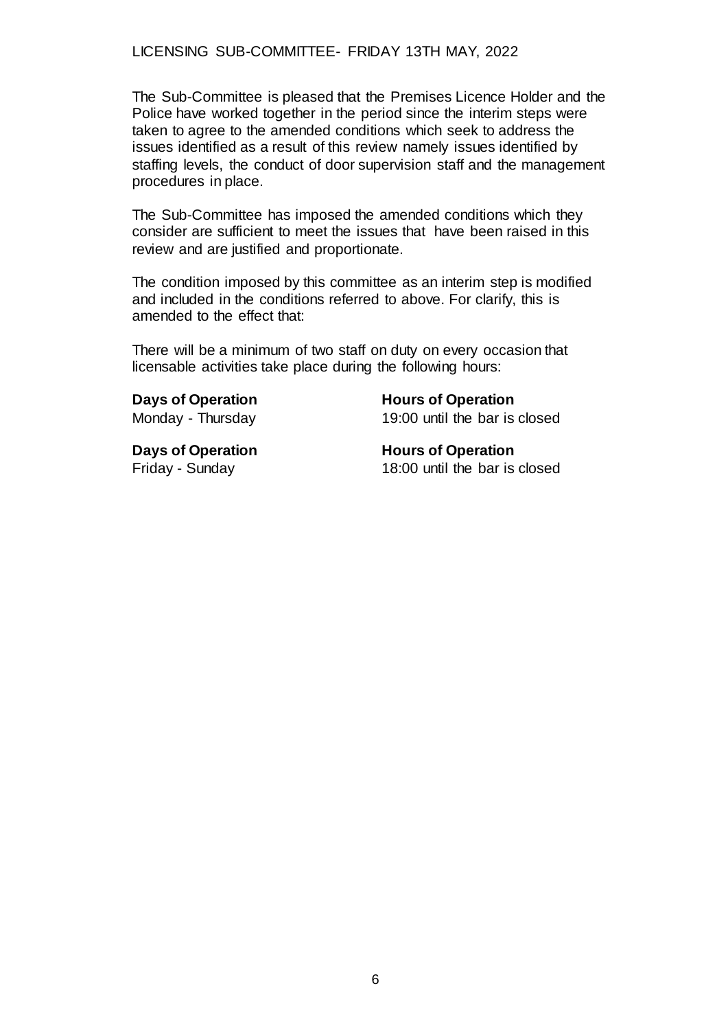The Sub-Committee is pleased that the Premises Licence Holder and the Police have worked together in the period since the interim steps were taken to agree to the amended conditions which seek to address the issues identified as a result of this review namely issues identified by staffing levels, the conduct of door supervision staff and the management procedures in place.

The Sub-Committee has imposed the amended conditions which they consider are sufficient to meet the issues that have been raised in this review and are justified and proportionate.

The condition imposed by this committee as an interim step is modified and included in the conditions referred to above. For clarify, this is amended to the effect that:

There will be a minimum of two staff on duty on every occasion that licensable activities take place during the following hours:

| **Days of Operation** | **Hours of Operation** |
|---|---|
| Monday - Thursday | 19:00 until the bar is closed |
| **Days of Operation** | **Hours of Operation** |
| Friday - Sunday | 18:00 until the bar is closed |